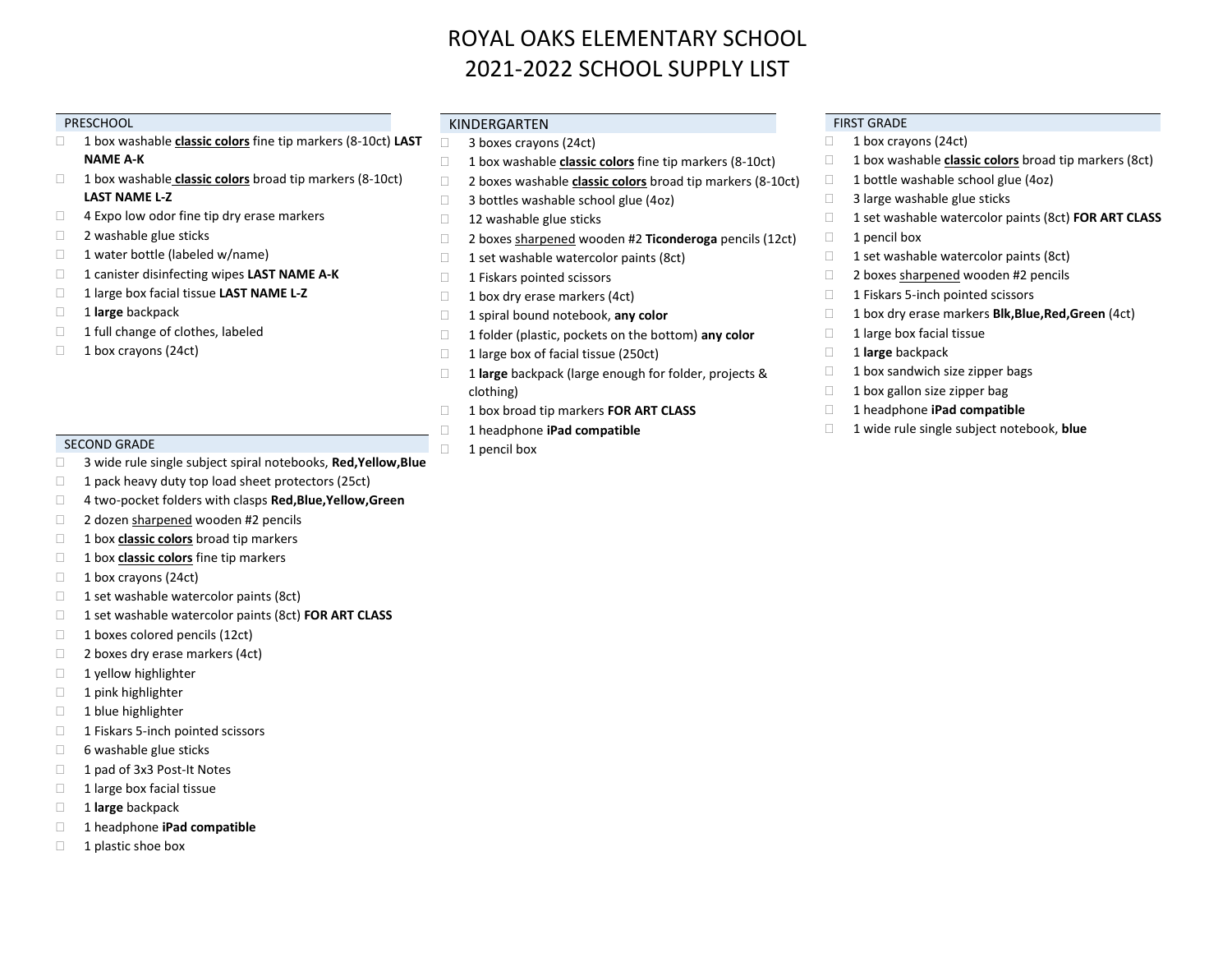# ROYAL OAKS ELEMENTARY SCHOOL
# 2021-2022 SCHOOL SUPPLY LIST

## PRESCHOOL

- 1 box washable **classic colors** fine tip markers (8-10ct) **LAST NAME A-K**
- 1 box washable **classic colors** broad tip markers (8-10ct) **LAST NAME L-Z**
- 4 Expo low odor fine tip dry erase markers
- 2 washable glue sticks
- 1 water bottle (labeled w/name)
- 1 canister disinfecting wipes **LAST NAME A-K**
- 1 large box facial tissue **LAST NAME L-Z**
- 1 **large** backpack
- 1 full change of clothes, labeled
- 1 box crayons (24ct)

## SECOND GRADE

- 3 wide rule single subject spiral notebooks, **Red,Yellow,Blue**
- 1 pack heavy duty top load sheet protectors (25ct)
- 4 two-pocket folders with clasps **Red,Blue,Yellow,Green**
- 2 dozen sharpened wooden #2 pencils
- 1 box **classic colors** broad tip markers
- 1 box **classic colors** fine tip markers
- 1 box crayons (24ct)
- 1 set washable watercolor paints (8ct)
- 1 set washable watercolor paints (8ct) **FOR ART CLASS**
- 1 boxes colored pencils (12ct)
- 2 boxes dry erase markers (4ct)
- 1 yellow highlighter
- 1 pink highlighter
- 1 blue highlighter
- 1 Fiskars 5-inch pointed scissors
- 6 washable glue sticks
- 1 pad of 3x3 Post-It Notes
- 1 large box facial tissue
- 1 **large** backpack
- 1 headphone **iPad compatible**
- 1 plastic shoe box

## KINDERGARTEN

- 3 boxes crayons (24ct)
- 1 box washable **classic colors** fine tip markers (8-10ct)
- 2 boxes washable **classic colors** broad tip markers (8-10ct)
- 3 bottles washable school glue (4oz)
- 12 washable glue sticks
- 2 boxes sharpened wooden #2 **Ticonderoga** pencils (12ct)
- 1 set washable watercolor paints (8ct)
- 1 Fiskars pointed scissors
- 1 box dry erase markers (4ct)
- 1 spiral bound notebook, **any color**
- 1 folder (plastic, pockets on the bottom) **any color**
- 1 large box of facial tissue (250ct)
- 1 **large** backpack (large enough for folder, projects & clothing)
- 1 box broad tip markers **FOR ART CLASS**
- 1 headphone **iPad compatible**
- 1 pencil box

## FIRST GRADE

- 1 box crayons (24ct)
- 1 box washable **classic colors** broad tip markers (8ct)
- 1 bottle washable school glue (4oz)
- 3 large washable glue sticks
- 1 set washable watercolor paints (8ct) **FOR ART CLASS**
- 1 pencil box
- 1 set washable watercolor paints (8ct)
- 2 boxes sharpened wooden #2 pencils
- 1 Fiskars 5-inch pointed scissors
- 1 box dry erase markers **Blk,Blue,Red,Green** (4ct)
- 1 large box facial tissue
- 1 **large** backpack
- 1 box sandwich size zipper bags
- 1 box gallon size zipper bag
- 1 headphone **iPad compatible**
- 1 wide rule single subject notebook, **blue**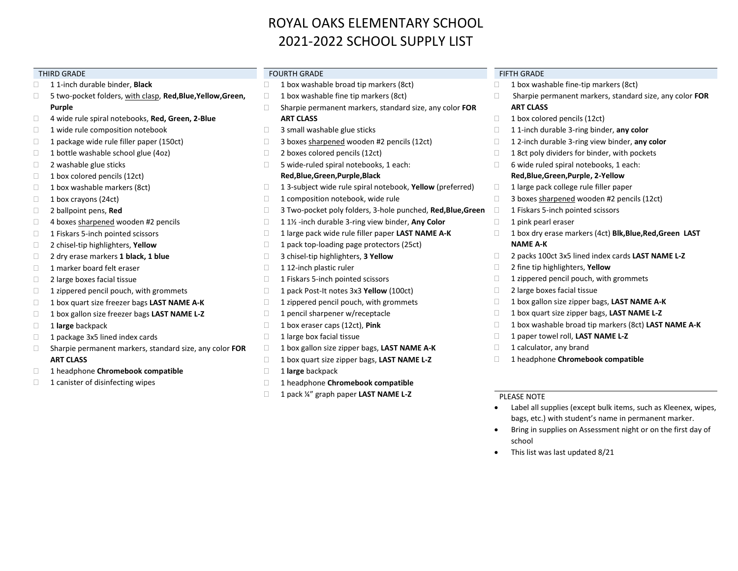# ROYAL OAKS ELEMENTARY SCHOOL
# 2021-2022 SCHOOL SUPPLY LIST

## THIRD GRADE

- 1 1-inch durable binder, **Black**
- 5 two-pocket folders, with clasp, **Red,Blue,Yellow,Green, Purple**
- 4 wide rule spiral notebooks, **Red, Green, 2-Blue**
- 1 wide rule composition notebook
- 1 package wide rule filler paper (150ct)
- 1 bottle washable school glue (4oz)
- 2 washable glue sticks
- 1 box colored pencils (12ct)
- 1 box washable markers (8ct)
- 1 box crayons (24ct)
- 2 ballpoint pens, **Red**
- 4 boxes sharpened wooden #2 pencils
- 1 Fiskars 5-inch pointed scissors
- 2 chisel-tip highlighters, **Yellow**
- 2 dry erase markers **1 black, 1 blue**
- 1 marker board felt eraser
- 2 large boxes facial tissue
- 1 zippered pencil pouch, with grommets
- 1 box quart size freezer bags **LAST NAME A-K**
- 1 box gallon size freezer bags **LAST NAME L-Z**
- 1 **large** backpack
- 1 package 3x5 lined index cards
- Sharpie permanent markers, standard size, any color **FOR ART CLASS**
- 1 headphone **Chromebook compatible**
- 1 canister of disinfecting wipes

## FOURTH GRADE

- 1 box washable broad tip markers (8ct)
- 1 box washable fine tip markers (8ct)
- Sharpie permanent markers, standard size, any color **FOR ART CLASS**
- 3 small washable glue sticks
- 3 boxes sharpened wooden #2 pencils (12ct)
- 2 boxes colored pencils (12ct)
- 5 wide-ruled spiral notebooks, 1 each: **Red,Blue,Green,Purple,Black**
- 1 3-subject wide rule spiral notebook, **Yellow** (preferred)
- 1 composition notebook, wide rule
- 3 Two-pocket poly folders, 3-hole punched, **Red,Blue,Green**
- 1 1½ -inch durable 3-ring view binder, **Any Color**
- 1 large pack wide rule filler paper **LAST NAME A-K**
- 1 pack top-loading page protectors (25ct)
- 3 chisel-tip highlighters, **3 Yellow**
- 1 12-inch plastic ruler
- 1 Fiskars 5-inch pointed scissors
- 1 pack Post-It notes 3x3 **Yellow** (100ct)
- 1 zippered pencil pouch, with grommets
- 1 pencil sharpener w/receptacle
- 1 box eraser caps (12ct), **Pink**
- 1 large box facial tissue
- 1 box gallon size zipper bags, **LAST NAME A-K**
- 1 box quart size zipper bags, **LAST NAME L-Z**
- 1 **large** backpack
- 1 headphone **Chromebook compatible**
- 1 pack ¼” graph paper **LAST NAME L-Z**

## FIFTH GRADE

- 1 box washable fine-tip markers (8ct)
- Sharpie permanent markers, standard size, any color **FOR ART CLASS**
- 1 box colored pencils (12ct)
- 1 1-inch durable 3-ring binder, **any color**
- 1 2-inch durable 3-ring view binder, **any color**
- 1 8ct poly dividers for binder, with pockets
- 6 wide ruled spiral notebooks, 1 each: **Red,Blue,Green,Purple, 2-Yellow**
- 1 large pack college rule filler paper
- 3 boxes sharpened wooden #2 pencils (12ct)
- 1 Fiskars 5-inch pointed scissors
- 1 pink pearl eraser
- 1 box dry erase markers (4ct) **Blk,Blue,Red,Green LAST NAME A-K**
- 2 packs 100ct 3x5 lined index cards **LAST NAME L-Z**
- 2 fine tip highlighters, **Yellow**
- 1 zippered pencil pouch, with grommets
- 2 large boxes facial tissue
- 1 box gallon size zipper bags, **LAST NAME A-K**
- 1 box quart size zipper bags, **LAST NAME L-Z**
- 1 box washable broad tip markers (8ct) **LAST NAME A-K**
- 1 paper towel roll, **LAST NAME L-Z**
- 1 calculator, any brand
- 1 headphone **Chromebook compatible**

## PLEASE NOTE

- Label all supplies (except bulk items, such as Kleenex, wipes, bags, etc.) with student’s name in permanent marker.
- Bring in supplies on Assessment night or on the first day of school
- This list was last updated 8/21